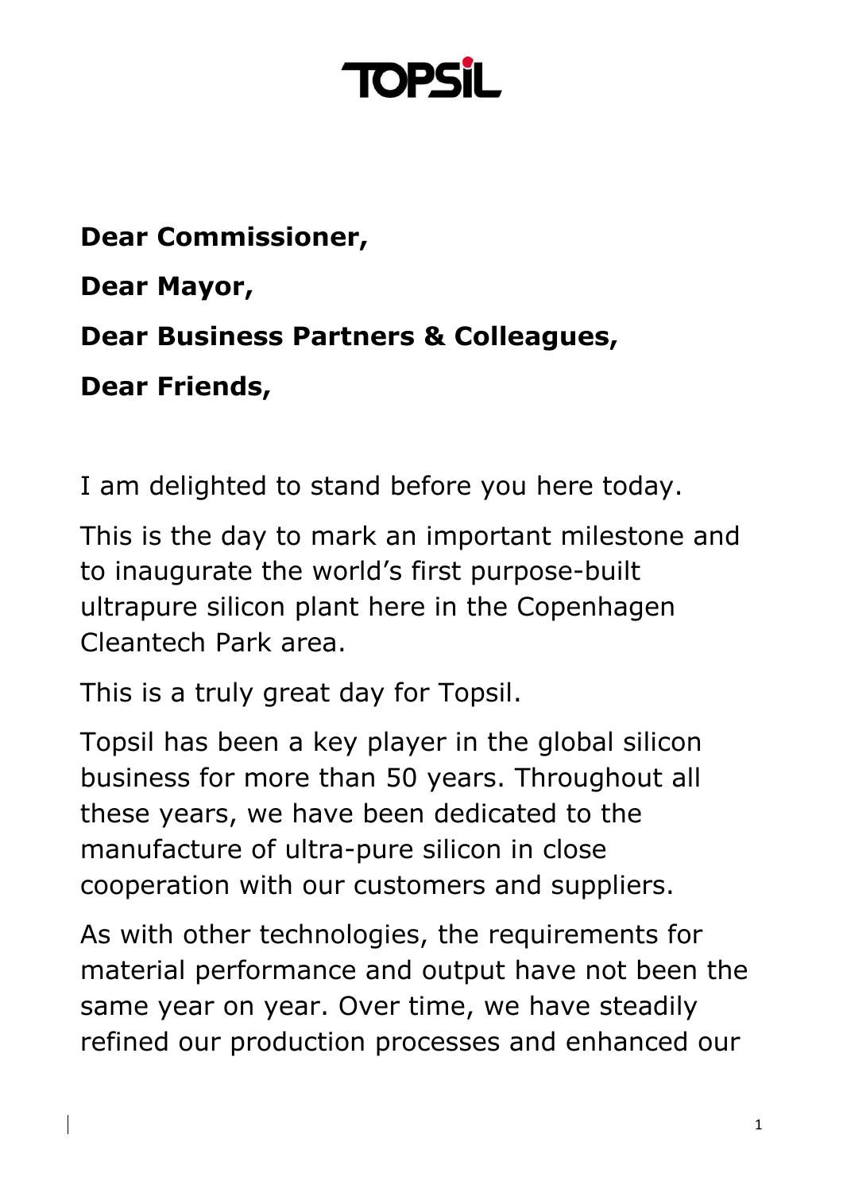**Dear Commissioner,**

**Dear Mayor,**

**Dear Business Partners & Colleagues,**

**Dear Friends,**

I am delighted to stand before you here today.

This is the day to mark an important milestone and to inaugurate the world's first purpose-built ultrapure silicon plant here in the Copenhagen Cleantech Park area.

This is a truly great day for Topsil.

Topsil has been a key player in the global silicon business for more than 50 years. Throughout all these years, we have been dedicated to the manufacture of ultra-pure silicon in close cooperation with our customers and suppliers.

As with other technologies, the requirements for material performance and output have not been the same year on year. Over time, we have steadily refined our production processes and enhanced our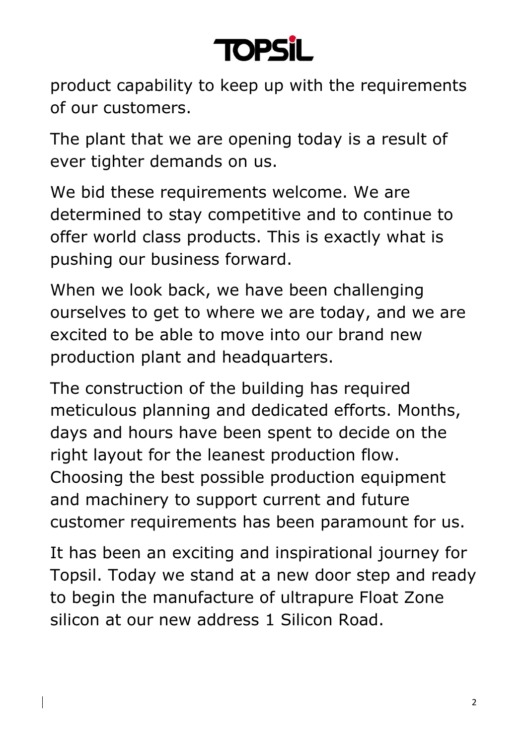product capability to keep up with the requirements of our customers.

The plant that we are opening today is a result of ever tighter demands on us.

We bid these requirements welcome. We are determined to stay competitive and to continue to offer world class products. This is exactly what is pushing our business forward.

When we look back, we have been challenging ourselves to get to where we are today, and we are excited to be able to move into our brand new production plant and headquarters.

The construction of the building has required meticulous planning and dedicated efforts. Months, days and hours have been spent to decide on the right layout for the leanest production flow. Choosing the best possible production equipment and machinery to support current and future customer requirements has been paramount for us.

It has been an exciting and inspirational journey for Topsil. Today we stand at a new door step and ready to begin the manufacture of ultrapure Float Zone silicon at our new address 1 Silicon Road.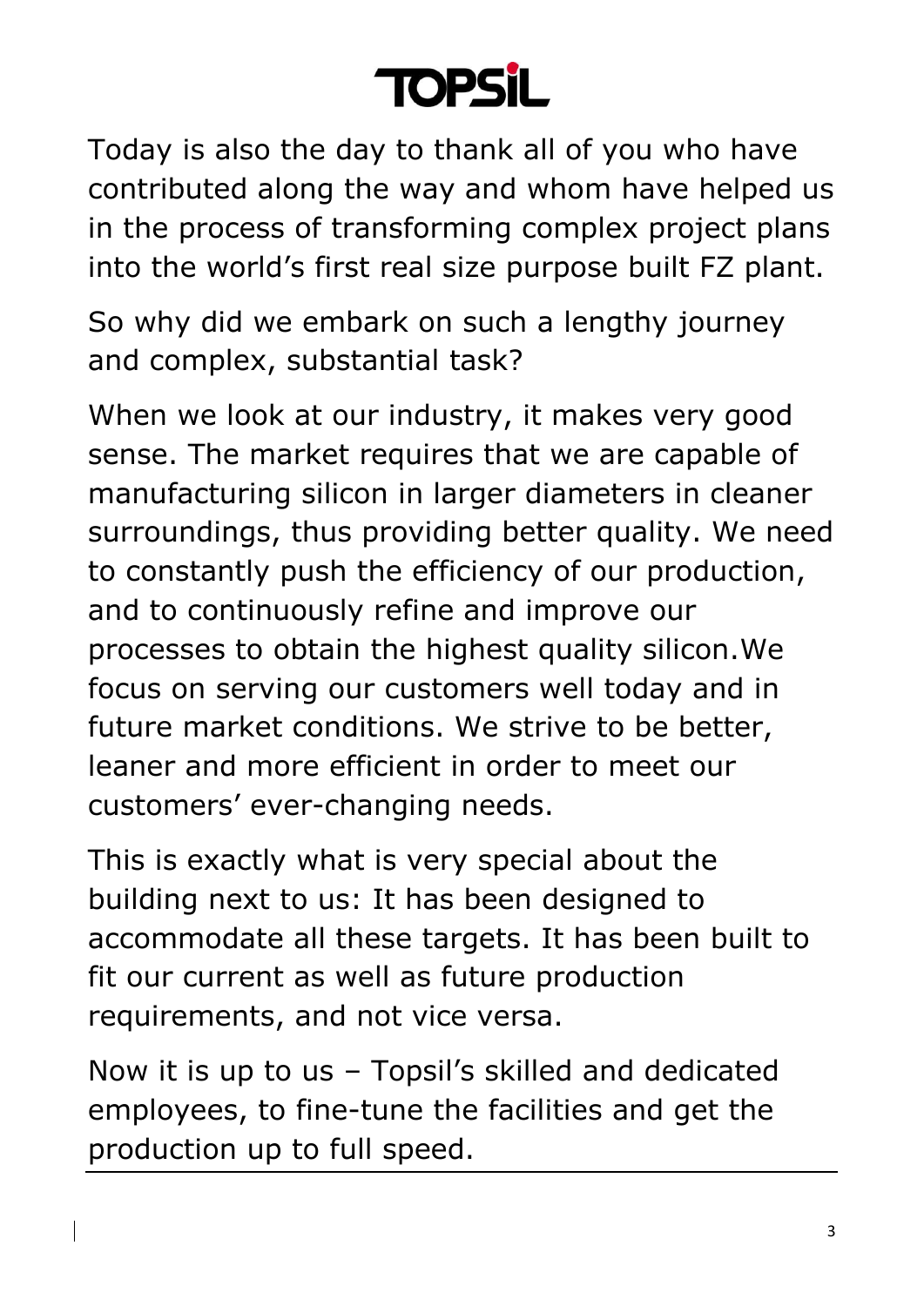Today is also the day to thank all of you who have contributed along the way and whom have helped us in the process of transforming complex project plans into the world's first real size purpose built FZ plant.

So why did we embark on such a lengthy journey and complex, substantial task?

When we look at our industry, it makes very good sense. The market requires that we are capable of manufacturing silicon in larger diameters in cleaner surroundings, thus providing better quality. We need to constantly push the efficiency of our production, and to continuously refine and improve our processes to obtain the highest quality silicon.We focus on serving our customers well today and in future market conditions. We strive to be better, leaner and more efficient in order to meet our customers' ever-changing needs.

This is exactly what is very special about the building next to us: It has been designed to accommodate all these targets. It has been built to fit our current as well as future production requirements, and not vice versa.

Now it is up to us – Topsil's skilled and dedicated employees, to fine-tune the facilities and get the production up to full speed.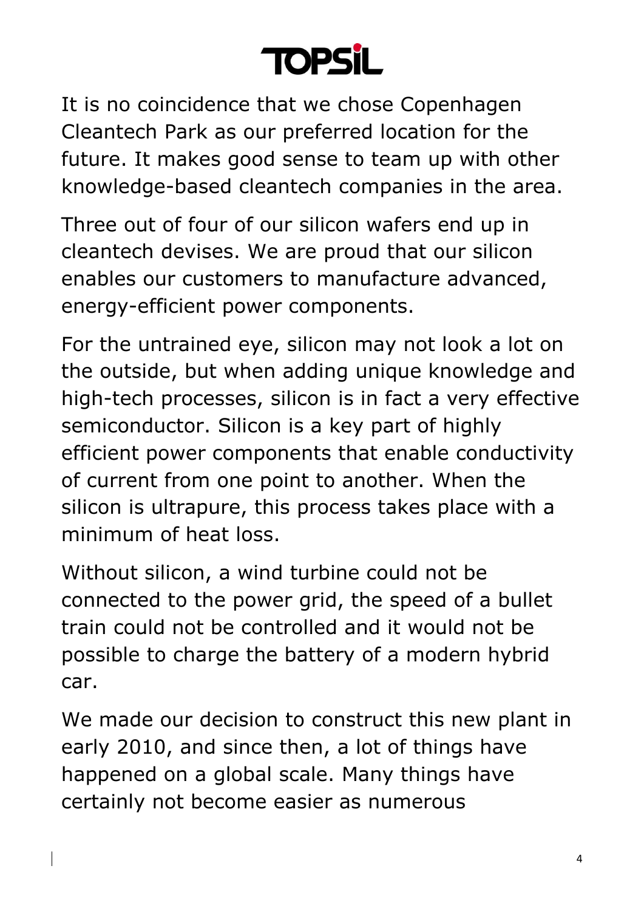It is no coincidence that we chose Copenhagen Cleantech Park as our preferred location for the future. It makes good sense to team up with other knowledge-based cleantech companies in the area.

Three out of four of our silicon wafers end up in cleantech devises. We are proud that our silicon enables our customers to manufacture advanced, energy-efficient power components.

For the untrained eye, silicon may not look a lot on the outside, but when adding unique knowledge and high-tech processes, silicon is in fact a very effective semiconductor. Silicon is a key part of highly efficient power components that enable conductivity of current from one point to another. When the silicon is ultrapure, this process takes place with a minimum of heat loss.

Without silicon, a wind turbine could not be connected to the power grid, the speed of a bullet train could not be controlled and it would not be possible to charge the battery of a modern hybrid car.

We made our decision to construct this new plant in early 2010, and since then, a lot of things have happened on a global scale. Many things have certainly not become easier as numerous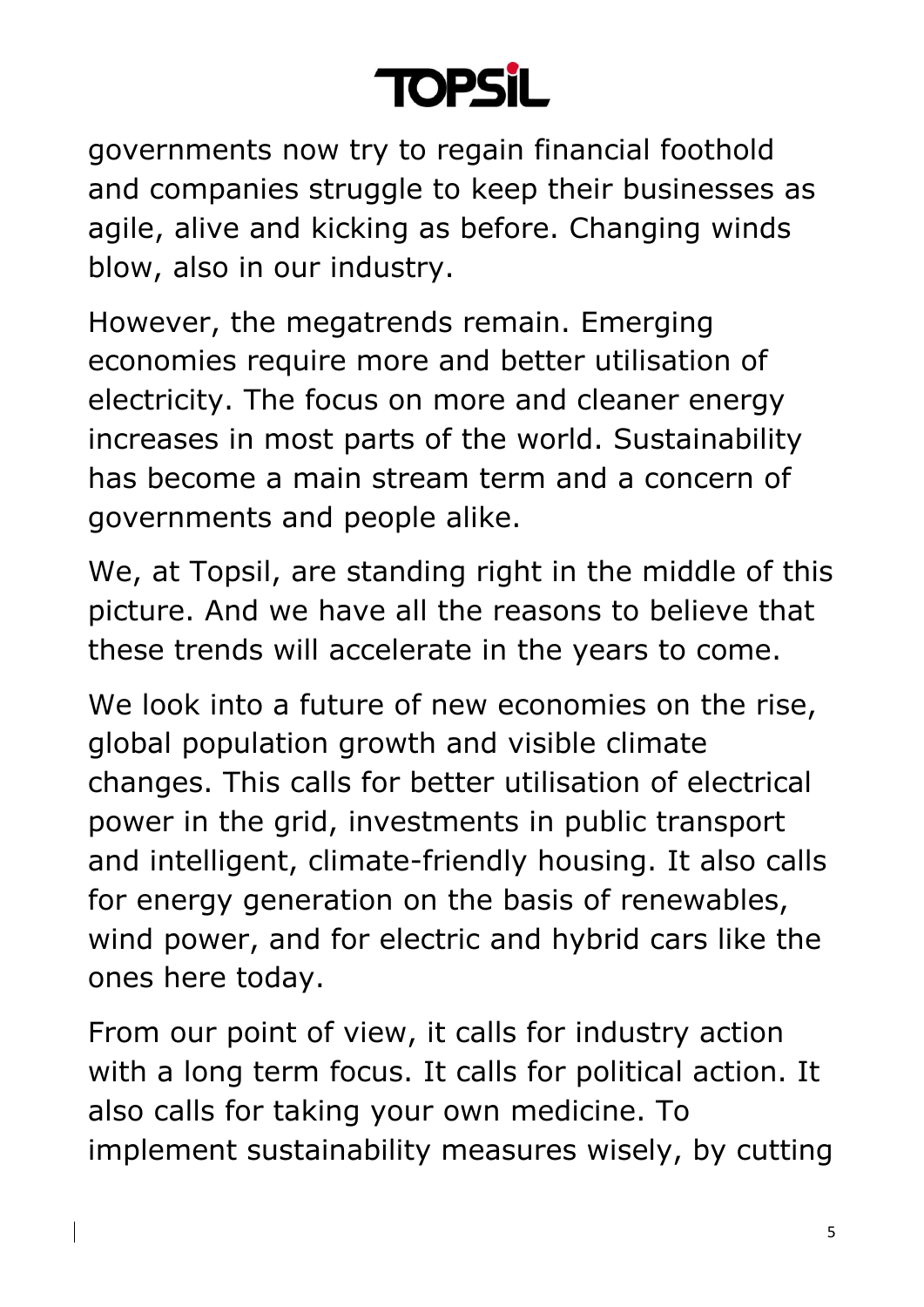governments now try to regain financial foothold and companies struggle to keep their businesses as agile, alive and kicking as before. Changing winds blow, also in our industry.

However, the megatrends remain. Emerging economies require more and better utilisation of electricity. The focus on more and cleaner energy increases in most parts of the world. Sustainability has become a main stream term and a concern of governments and people alike.

We, at Topsil, are standing right in the middle of this picture. And we have all the reasons to believe that these trends will accelerate in the years to come.

We look into a future of new economies on the rise, global population growth and visible climate changes. This calls for better utilisation of electrical power in the grid, investments in public transport and intelligent, climate-friendly housing. It also calls for energy generation on the basis of renewables, wind power, and for electric and hybrid cars like the ones here today.

From our point of view, it calls for industry action with a long term focus. It calls for political action. It also calls for taking your own medicine. To implement sustainability measures wisely, by cutting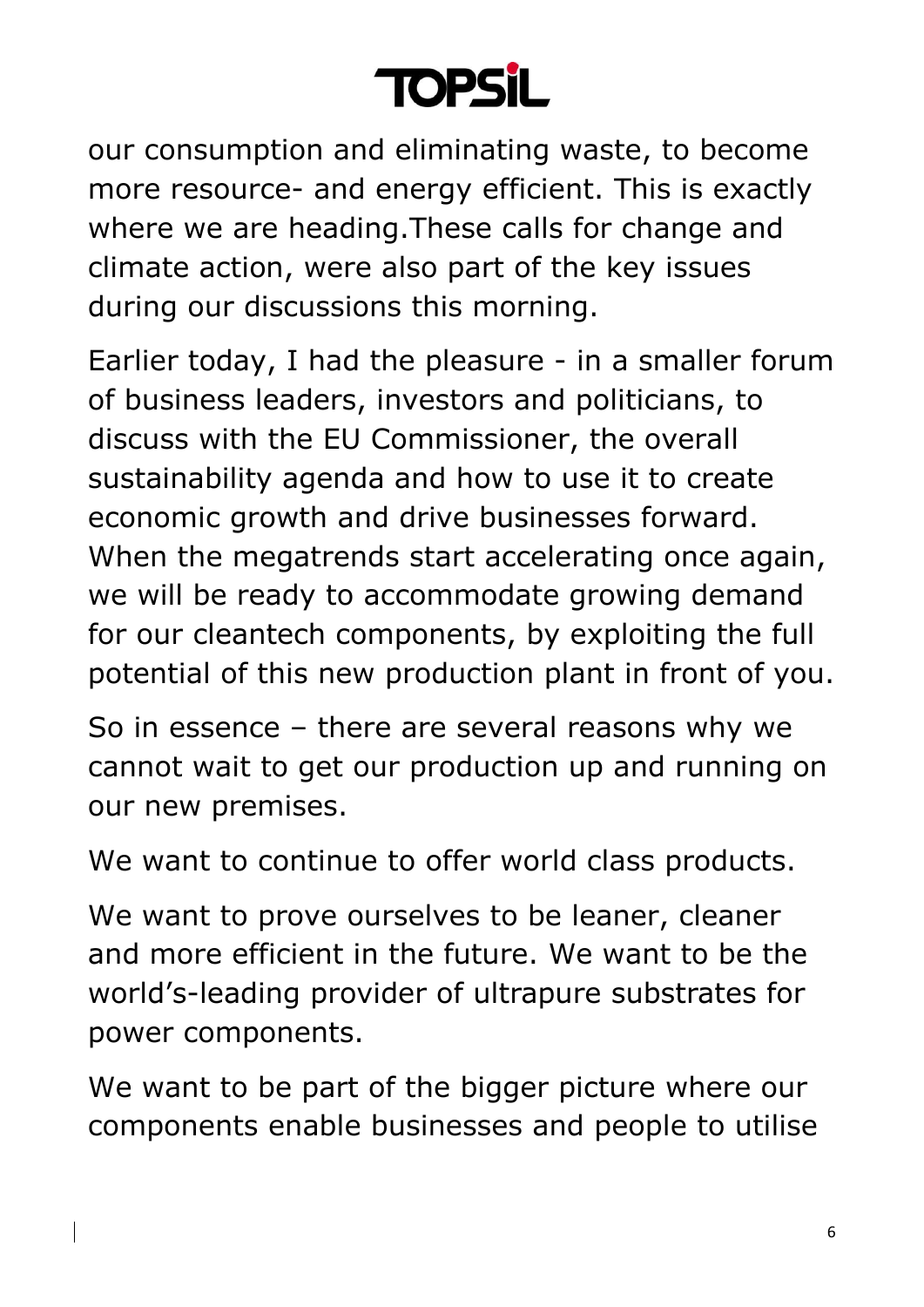our consumption and eliminating waste, to become more resource- and energy efficient. This is exactly where we are heading.These calls for change and climate action, were also part of the key issues during our discussions this morning.

Earlier today, I had the pleasure - in a smaller forum of business leaders, investors and politicians, to discuss with the EU Commissioner, the overall sustainability agenda and how to use it to create economic growth and drive businesses forward. When the megatrends start accelerating once again, we will be ready to accommodate growing demand for our cleantech components, by exploiting the full potential of this new production plant in front of you.

So in essence – there are several reasons why we cannot wait to get our production up and running on our new premises.

We want to continue to offer world class products.

We want to prove ourselves to be leaner, cleaner and more efficient in the future. We want to be the world's-leading provider of ultrapure substrates for power components.

We want to be part of the bigger picture where our components enable businesses and people to utilise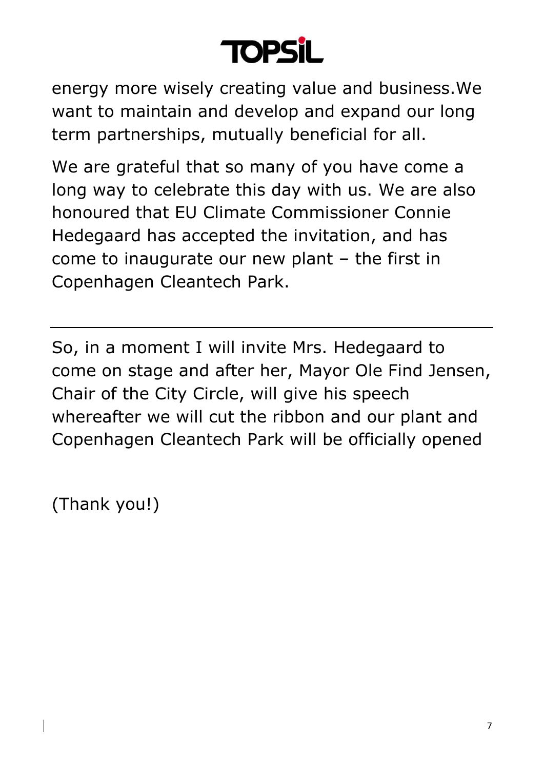energy more wisely creating value and business.We want to maintain and develop and expand our long term partnerships, mutually beneficial for all.

We are grateful that so many of you have come a long way to celebrate this day with us. We are also honoured that EU Climate Commissioner Connie Hedegaard has accepted the invitation, and has come to inaugurate our new plant – the first in Copenhagen Cleantech Park.

---

So, in a moment I will invite Mrs. Hedegaard to come on stage and after her, Mayor Ole Find Jensen, Chair of the City Circle, will give his speech whereafter we will cut the ribbon and our plant and Copenhagen Cleantech Park will be officially opened

(Thank you!)